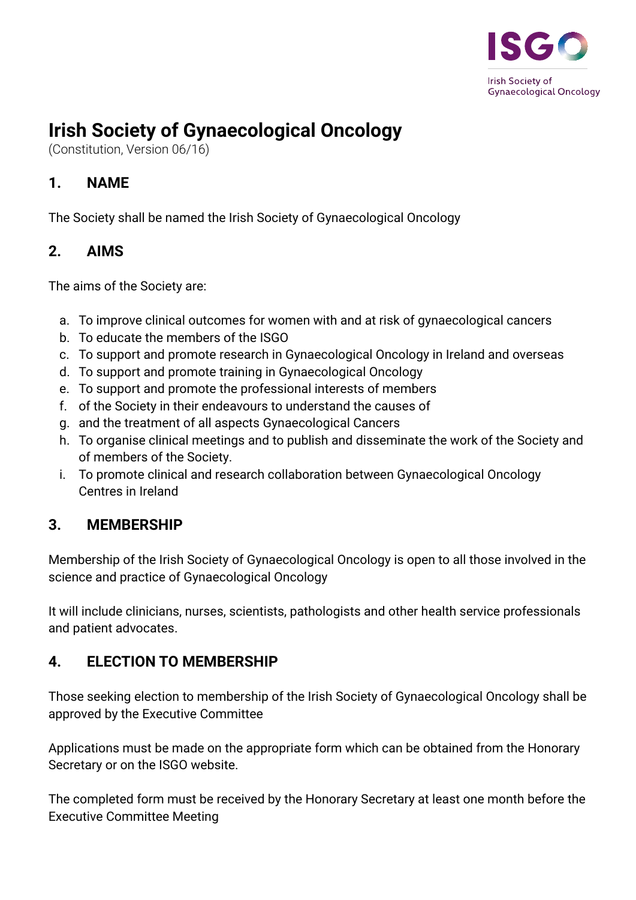# Irish Society of Gynaecological Oncology

(Constitution, Version 06/16)

## 1. NAME

The Society shall be named the Irish Society of Gynaecological Oncology

## 2. AIMS

The aims of the Society are:

a. To improve clinical outcomes for women with and at risk of gynaecological cancers
b. To educate the members of the ISGO
c. To support and promote research in Gynaecological Oncology in Ireland and overseas
d. To support and promote training in Gynaecological Oncology
e. To support and promote the professional interests of members
f. of the Society in their endeavours to understand the causes of
g. and the treatment of all aspects Gynaecological Cancers
h. To organise clinical meetings and to publish and disseminate the work of the Society and of members of the Society.
i. To promote clinical and research collaboration between Gynaecological Oncology Centres in Ireland

## 3. MEMBERSHIP

Membership of the Irish Society of Gynaecological Oncology is open to all those involved in the science and practice of Gynaecological Oncology

It will include clinicians, nurses, scientists, pathologists and other health service professionals and patient advocates.

## 4. ELECTION TO MEMBERSHIP

Those seeking election to membership of the Irish Society of Gynaecological Oncology shall be approved by the Executive Committee

Applications must be made on the appropriate form which can be obtained from the Honorary Secretary or on the ISGO website.

The completed form must be received by the Honorary Secretary at least one month before the Executive Committee Meeting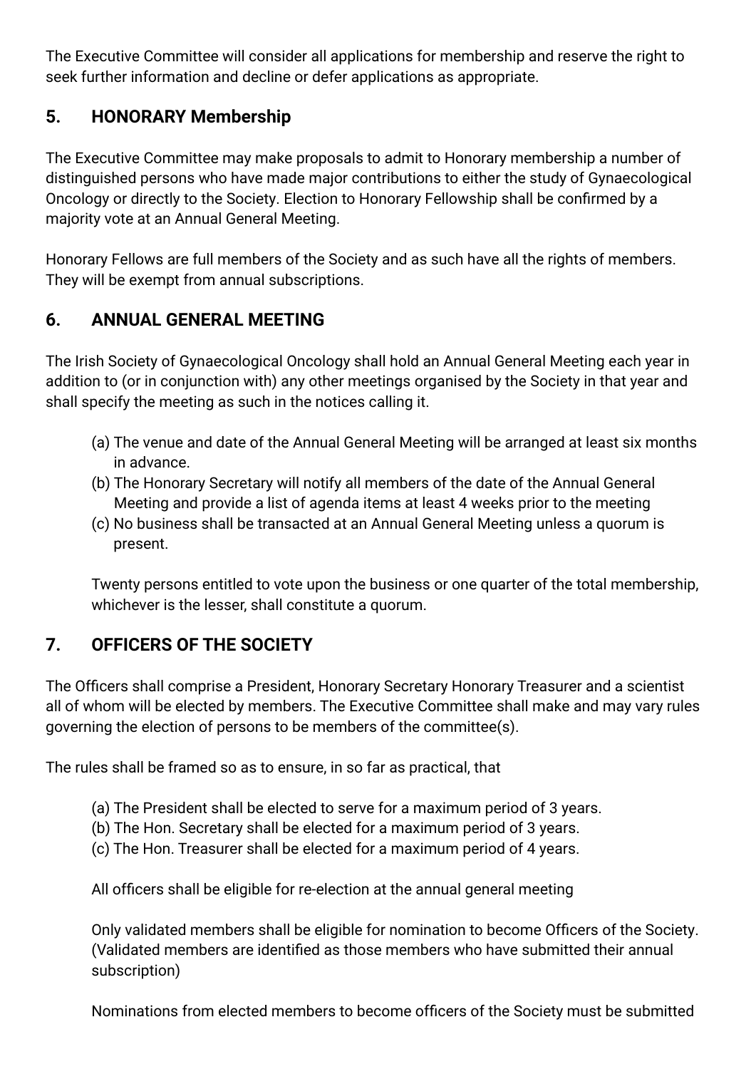The Executive Committee will consider all applications for membership and reserve the right to seek further information and decline or defer applications as appropriate.

## 5. HONORARY Membership

The Executive Committee may make proposals to admit to Honorary membership a number of distinguished persons who have made major contributions to either the study of Gynaecological Oncology or directly to the Society. Election to Honorary Fellowship shall be confirmed by a majority vote at an Annual General Meeting.

Honorary Fellows are full members of the Society and as such have all the rights of members. They will be exempt from annual subscriptions.

## 6. ANNUAL GENERAL MEETING

The Irish Society of Gynaecological Oncology shall hold an Annual General Meeting each year in addition to (or in conjunction with) any other meetings organised by the Society in that year and shall specify the meeting as such in the notices calling it.

(a) The venue and date of the Annual General Meeting will be arranged at least six months in advance.
(b) The Honorary Secretary will notify all members of the date of the Annual General Meeting and provide a list of agenda items at least 4 weeks prior to the meeting
(c) No business shall be transacted at an Annual General Meeting unless a quorum is present.

Twenty persons entitled to vote upon the business or one quarter of the total membership, whichever is the lesser, shall constitute a quorum.

## 7. OFFICERS OF THE SOCIETY

The Officers shall comprise a President, Honorary Secretary Honorary Treasurer and a scientist all of whom will be elected by members. The Executive Committee shall make and may vary rules governing the election of persons to be members of the committee(s).

The rules shall be framed so as to ensure, in so far as practical, that

(a) The President shall be elected to serve for a maximum period of 3 years.
(b) The Hon. Secretary shall be elected for a maximum period of 3 years.
(c) The Hon. Treasurer shall be elected for a maximum period of 4 years.

All officers shall be eligible for re-election at the annual general meeting

Only validated members shall be eligible for nomination to become Officers of the Society. (Validated members are identified as those members who have submitted their annual subscription)

Nominations from elected members to become officers of the Society must be submitted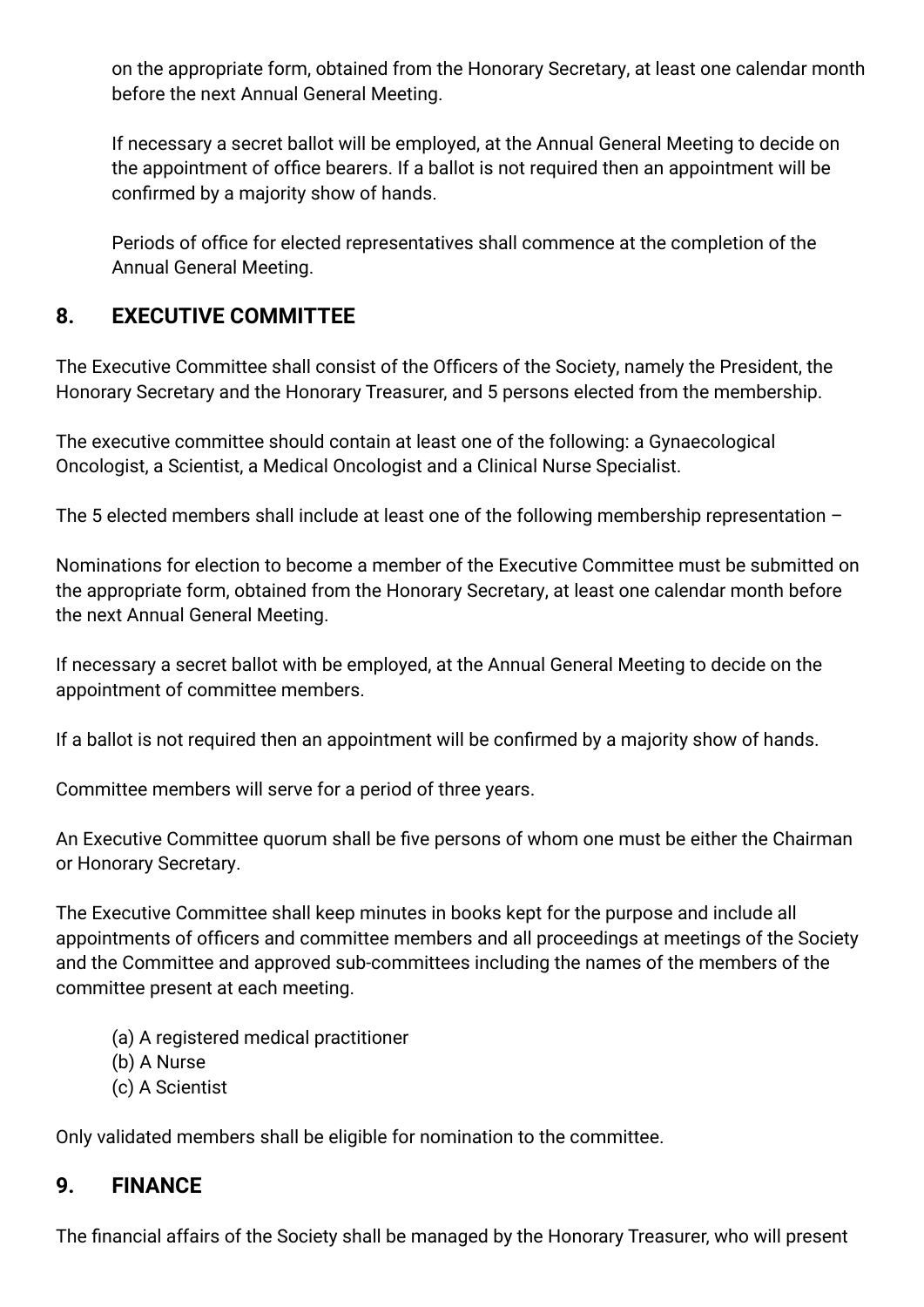on the appropriate form, obtained from the Honorary Secretary, at least one calendar month before the next Annual General Meeting.

If necessary a secret ballot will be employed, at the Annual General Meeting to decide on the appointment of office bearers. If a ballot is not required then an appointment will be confirmed by a majority show of hands.

Periods of office for elected representatives shall commence at the completion of the Annual General Meeting.

## 8. EXECUTIVE COMMITTEE

The Executive Committee shall consist of the Officers of the Society, namely the President, the Honorary Secretary and the Honorary Treasurer, and 5 persons elected from the membership.

The executive committee should contain at least one of the following: a Gynaecological Oncologist, a Scientist, a Medical Oncologist and a Clinical Nurse Specialist.

The 5 elected members shall include at least one of the following membership representation –

Nominations for election to become a member of the Executive Committee must be submitted on the appropriate form, obtained from the Honorary Secretary, at least one calendar month before the next Annual General Meeting.

If necessary a secret ballot with be employed, at the Annual General Meeting to decide on the appointment of committee members.

If a ballot is not required then an appointment will be confirmed by a majority show of hands.

Committee members will serve for a period of three years.

An Executive Committee quorum shall be five persons of whom one must be either the Chairman or Honorary Secretary.

The Executive Committee shall keep minutes in books kept for the purpose and include all appointments of officers and committee members and all proceedings at meetings of the Society and the Committee and approved sub-committees including the names of the members of the committee present at each meeting.

(a) A registered medical practitioner
(b) A Nurse
(c) A Scientist

Only validated members shall be eligible for nomination to the committee.

## 9. FINANCE

The financial affairs of the Society shall be managed by the Honorary Treasurer, who will present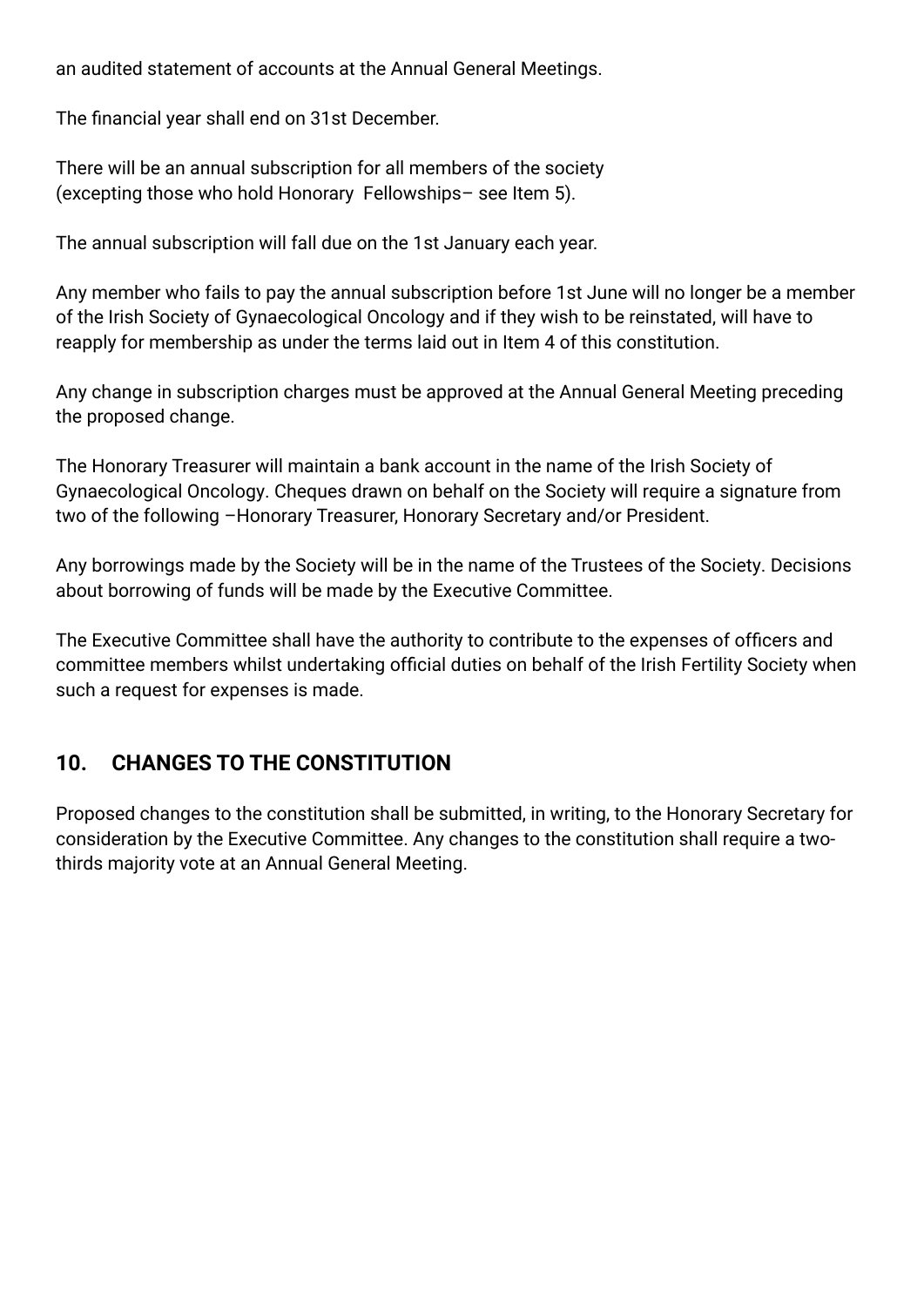an audited statement of accounts at the Annual General Meetings.

The financial year shall end on 31st December.

There will be an annual subscription for all members of the society (excepting those who hold Honorary Fellowships– see Item 5).

The annual subscription will fall due on the 1st January each year.

Any member who fails to pay the annual subscription before 1st June will no longer be a member of the Irish Society of Gynaecological Oncology and if they wish to be reinstated, will have to reapply for membership as under the terms laid out in Item 4 of this constitution.

Any change in subscription charges must be approved at the Annual General Meeting preceding the proposed change.

The Honorary Treasurer will maintain a bank account in the name of the Irish Society of Gynaecological Oncology. Cheques drawn on behalf on the Society will require a signature from two of the following –Honorary Treasurer, Honorary Secretary and/or President.

Any borrowings made by the Society will be in the name of the Trustees of the Society. Decisions about borrowing of funds will be made by the Executive Committee.

The Executive Committee shall have the authority to contribute to the expenses of officers and committee members whilst undertaking official duties on behalf of the Irish Fertility Society when such a request for expenses is made.

## 10. CHANGES TO THE CONSTITUTION

Proposed changes to the constitution shall be submitted, in writing, to the Honorary Secretary for consideration by the Executive Committee. Any changes to the constitution shall require a two-thirds majority vote at an Annual General Meeting.